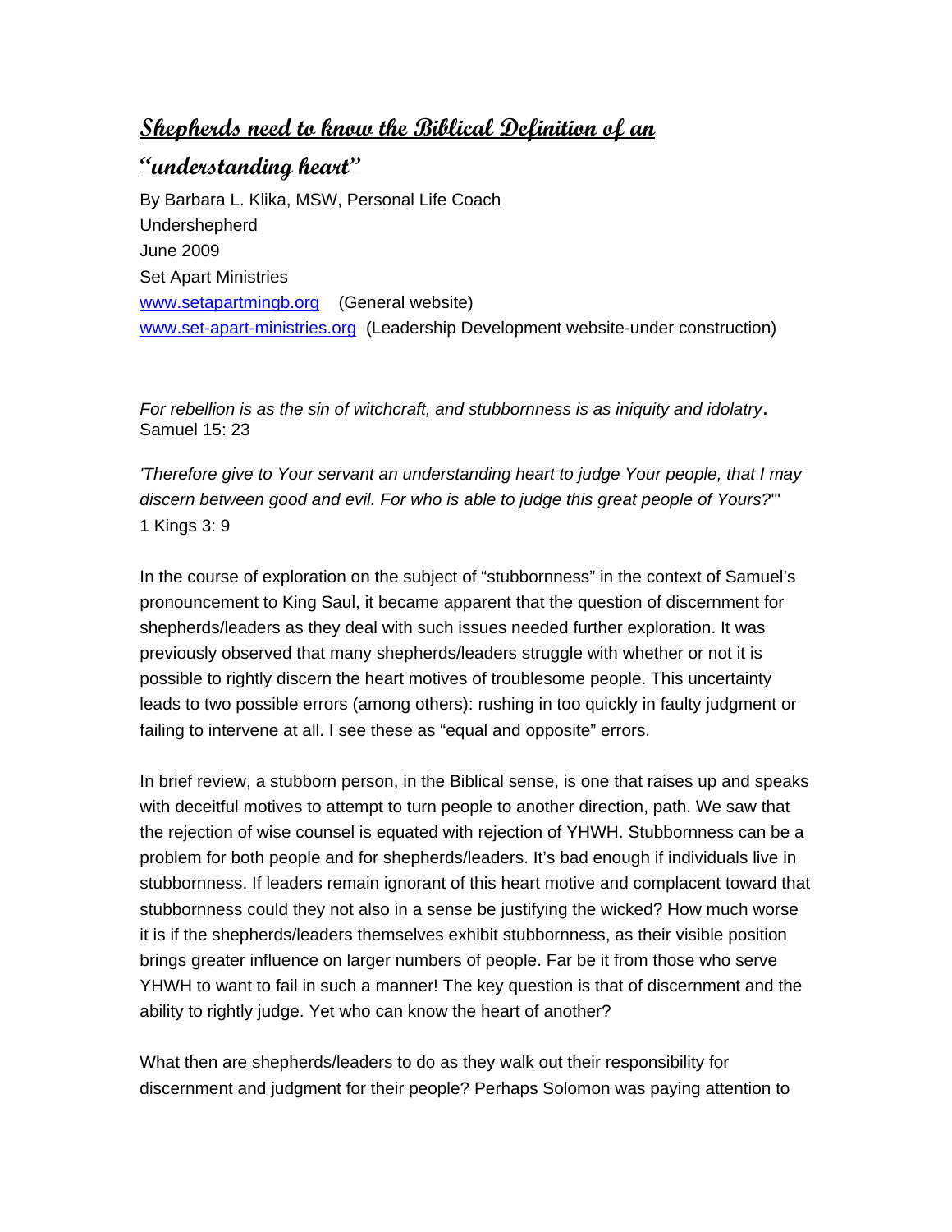# Shepherds need to know the Biblical Definition of an "understanding heart"

By Barbara L. Klika, MSW, Personal Life Coach
Undershepherd
June 2009
Set Apart Ministries
[www.setapartmingb.org](http://www.setapartmingb.org) (General website)
[www.set-apart-ministries.org](http://www.set-apart-ministries.org) (Leadership Development website-under construction)

*For rebellion is as the sin of witchcraft, and stubbornness is as iniquity and idolatry*. Samuel 15: 23

*'Therefore give to Your servant an understanding heart to judge Your people, that I may discern between good and evil. For who is able to judge this great people of Yours?*'"
1 Kings 3: 9

In the course of exploration on the subject of "stubbornness" in the context of Samuel's pronouncement to King Saul, it became apparent that the question of discernment for shepherds/leaders as they deal with such issues needed further exploration. It was previously observed that many shepherds/leaders struggle with whether or not it is possible to rightly discern the heart motives of troublesome people. This uncertainty leads to two possible errors (among others): rushing in too quickly in faulty judgment or failing to intervene at all. I see these as "equal and opposite" errors.

In brief review, a stubborn person, in the Biblical sense, is one that raises up and speaks with deceitful motives to attempt to turn people to another direction, path. We saw that the rejection of wise counsel is equated with rejection of YHWH. Stubbornness can be a problem for both people and for shepherds/leaders. It's bad enough if individuals live in stubbornness. If leaders remain ignorant of this heart motive and complacent toward that stubbornness could they not also in a sense be justifying the wicked? How much worse it is if the shepherds/leaders themselves exhibit stubbornness, as their visible position brings greater influence on larger numbers of people. Far be it from those who serve YHWH to want to fail in such a manner! The key question is that of discernment and the ability to rightly judge. Yet who can know the heart of another?

What then are shepherds/leaders to do as they walk out their responsibility for discernment and judgment for their people? Perhaps Solomon was paying attention to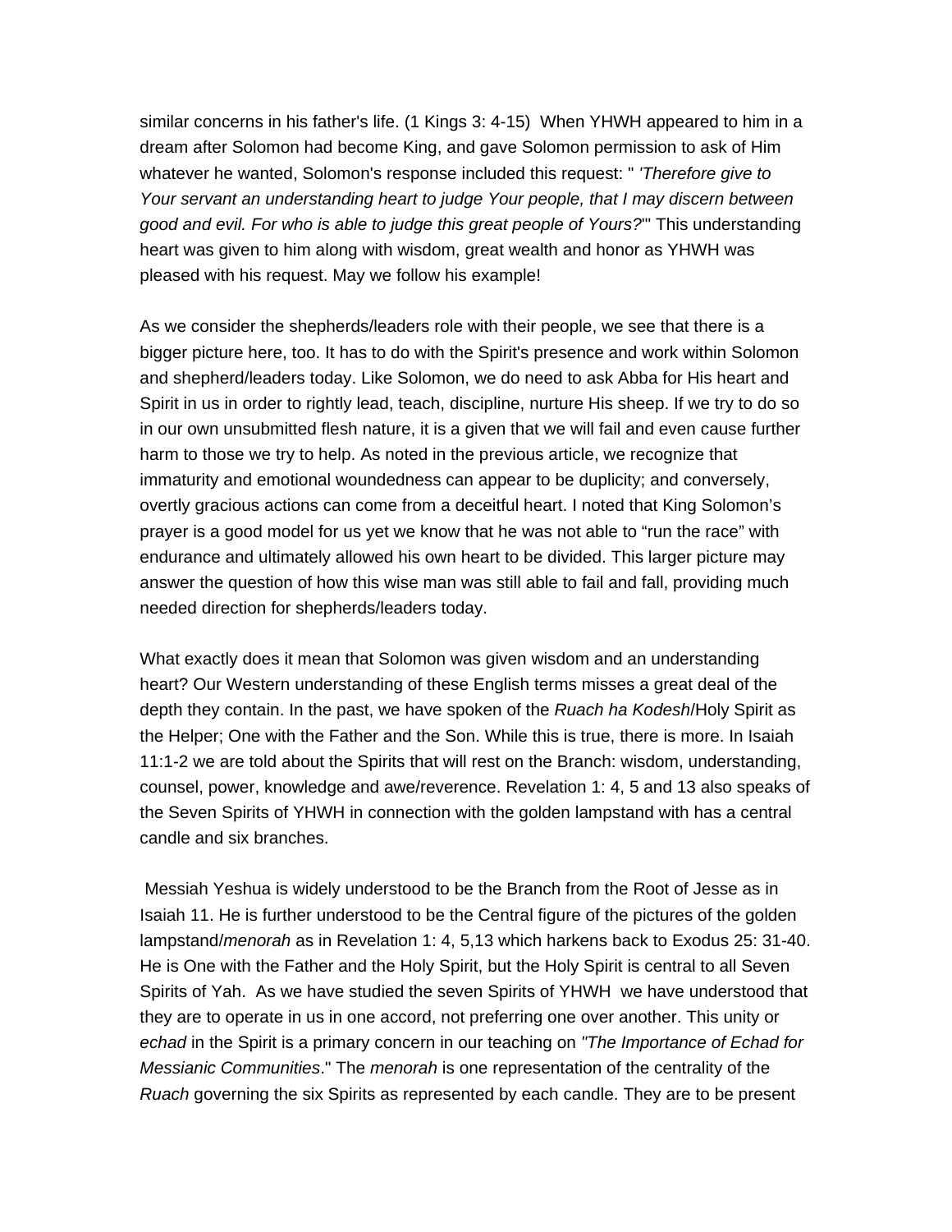similar concerns in his father's life. (1 Kings 3: 4-15)  When YHWH appeared to him in a dream after Solomon had become King, and gave Solomon permission to ask of Him whatever he wanted, Solomon's response included this request: " *'Therefore give to Your servant an understanding heart to judge Your people, that I may discern between good and evil. For who is able to judge this great people of Yours?'*" This understanding heart was given to him along with wisdom, great wealth and honor as YHWH was pleased with his request. May we follow his example!

As we consider the shepherds/leaders role with their people, we see that there is a bigger picture here, too. It has to do with the Spirit's presence and work within Solomon and shepherd/leaders today. Like Solomon, we do need to ask Abba for His heart and Spirit in us in order to rightly lead, teach, discipline, nurture His sheep. If we try to do so in our own unsubmitted flesh nature, it is a given that we will fail and even cause further harm to those we try to help. As noted in the previous article, we recognize that immaturity and emotional woundedness can appear to be duplicity; and conversely, overtly gracious actions can come from a deceitful heart. I noted that King Solomon's prayer is a good model for us yet we know that he was not able to "run the race" with endurance and ultimately allowed his own heart to be divided. This larger picture may answer the question of how this wise man was still able to fail and fall, providing much needed direction for shepherds/leaders today.

What exactly does it mean that Solomon was given wisdom and an understanding heart? Our Western understanding of these English terms misses a great deal of the depth they contain. In the past, we have spoken of the *Ruach ha Kodesh*/Holy Spirit as the Helper; One with the Father and the Son. While this is true, there is more. In Isaiah 11:1-2 we are told about the Spirits that will rest on the Branch: wisdom, understanding, counsel, power, knowledge and awe/reverence. Revelation 1: 4, 5 and 13 also speaks of the Seven Spirits of YHWH in connection with the golden lampstand with has a central candle and six branches.

Messiah Yeshua is widely understood to be the Branch from the Root of Jesse as in Isaiah 11. He is further understood to be the Central figure of the pictures of the golden lampstand/*menorah* as in Revelation 1: 4, 5,13 which harkens back to Exodus 25: 31-40. He is One with the Father and the Holy Spirit, but the Holy Spirit is central to all Seven Spirits of Yah.  As we have studied the seven Spirits of YHWH  we have understood that they are to operate in us in one accord, not preferring one over another. This unity or *echad* in the Spirit is a primary concern in our teaching on *"The Importance of Echad for Messianic Communities*." The *menorah* is one representation of the centrality of the *Ruach* governing the six Spirits as represented by each candle. They are to be present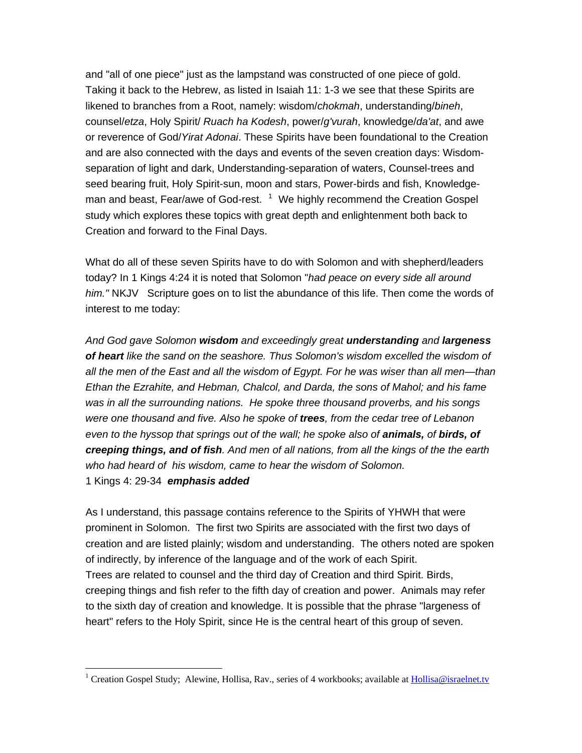and "all of one piece" just as the lampstand was constructed of one piece of gold. Taking it back to the Hebrew, as listed in Isaiah 11: 1-3 we see that these Spirits are likened to branches from a Root, namely: wisdom/*chokmah*, understanding/*bineh*, counsel/*etza*, Holy Spirit/ *Ruach ha Kodesh*, power/*g'vurah*, knowledge/*da'at*, and awe or reverence of God/*Yirat Adonai*. These Spirits have been foundational to the Creation and are also connected with the days and events of the seven creation days: Wisdom-separation of light and dark, Understanding-separation of waters, Counsel-trees and seed bearing fruit, Holy Spirit-sun, moon and stars, Power-birds and fish, Knowledge-man and beast, Fear/awe of God-rest. [1] We highly recommend the Creation Gospel study which explores these topics with great depth and enlightenment both back to Creation and forward to the Final Days.

What do all of these seven Spirits have to do with Solomon and with shepherd/leaders today? In 1 Kings 4:24 it is noted that Solomon "*had peace on every side all around him."* NKJV Scripture goes on to list the abundance of this life. Then come the words of interest to me today:

*And God gave Solomon **wisdom** and exceedingly great **understanding** and **largeness of heart** like the sand on the seashore. Thus Solomon's wisdom excelled the wisdom of all the men of the East and all the wisdom of Egypt. For he was wiser than all men—than Ethan the Ezrahite, and Hebman, Chalcol, and Darda, the sons of Mahol; and his fame was in all the surrounding nations. He spoke three thousand proverbs, and his songs were one thousand and five. Also he spoke of **trees**, from the cedar tree of Lebanon even to the hyssop that springs out of the wall; he spoke also of **animals,** of **birds, of creeping things, and of fish**. And men of all nations, from all the kings of the the earth who had heard of his wisdom, came to hear the wisdom of Solomon.*
1 Kings 4: 29-34 ***emphasis added***

As I understand, this passage contains reference to the Spirits of YHWH that were prominent in Solomon. The first two Spirits are associated with the first two days of creation and are listed plainly; wisdom and understanding. The others noted are spoken of indirectly, by inference of the language and of the work of each Spirit.
Trees are related to counsel and the third day of Creation and third Spirit. Birds, creeping things and fish refer to the fifth day of creation and power. Animals may refer to the sixth day of creation and knowledge. It is possible that the phrase "largeness of heart" refers to the Holy Spirit, since He is the central heart of this group of seven.

---

[1] Creation Gospel Study; Alewine, Hollisa, Rav., series of 4 workbooks; available at Hollisa@israelnet.tv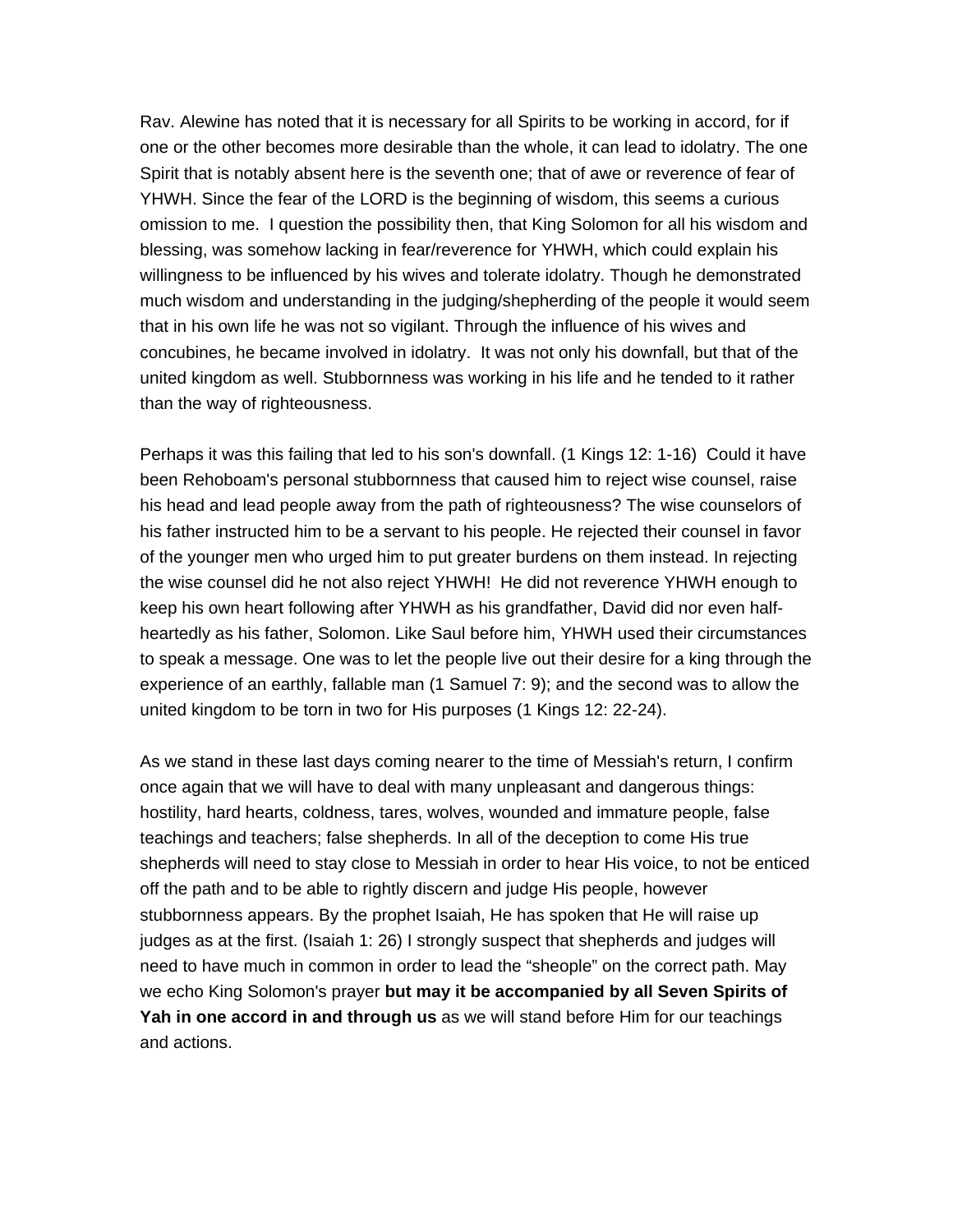Rav. Alewine has noted that it is necessary for all Spirits to be working in accord, for if one or the other becomes more desirable than the whole, it can lead to idolatry. The one Spirit that is notably absent here is the seventh one; that of awe or reverence of fear of YHWH. Since the fear of the LORD is the beginning of wisdom, this seems a curious omission to me. I question the possibility then, that King Solomon for all his wisdom and blessing, was somehow lacking in fear/reverence for YHWH, which could explain his willingness to be influenced by his wives and tolerate idolatry. Though he demonstrated much wisdom and understanding in the judging/shepherding of the people it would seem that in his own life he was not so vigilant. Through the influence of his wives and concubines, he became involved in idolatry. It was not only his downfall, but that of the united kingdom as well. Stubbornness was working in his life and he tended to it rather than the way of righteousness.

Perhaps it was this failing that led to his son's downfall. (1 Kings 12: 1-16) Could it have been Rehoboam's personal stubbornness that caused him to reject wise counsel, raise his head and lead people away from the path of righteousness? The wise counselors of his father instructed him to be a servant to his people. He rejected their counsel in favor of the younger men who urged him to put greater burdens on them instead. In rejecting the wise counsel did he not also reject YHWH! He did not reverence YHWH enough to keep his own heart following after YHWH as his grandfather, David did nor even half-heartedly as his father, Solomon. Like Saul before him, YHWH used their circumstances to speak a message. One was to let the people live out their desire for a king through the experience of an earthly, fallable man (1 Samuel 7: 9); and the second was to allow the united kingdom to be torn in two for His purposes (1 Kings 12: 22-24).

As we stand in these last days coming nearer to the time of Messiah's return, I confirm once again that we will have to deal with many unpleasant and dangerous things: hostility, hard hearts, coldness, tares, wolves, wounded and immature people, false teachings and teachers; false shepherds. In all of the deception to come His true shepherds will need to stay close to Messiah in order to hear His voice, to not be enticed off the path and to be able to rightly discern and judge His people, however stubbornness appears. By the prophet Isaiah, He has spoken that He will raise up judges as at the first. (Isaiah 1: 26) I strongly suspect that shepherds and judges will need to have much in common in order to lead the "sheople" on the correct path. May we echo King Solomon's prayer **but may it be accompanied by all Seven Spirits of Yah in one accord in and through us** as we will stand before Him for our teachings and actions.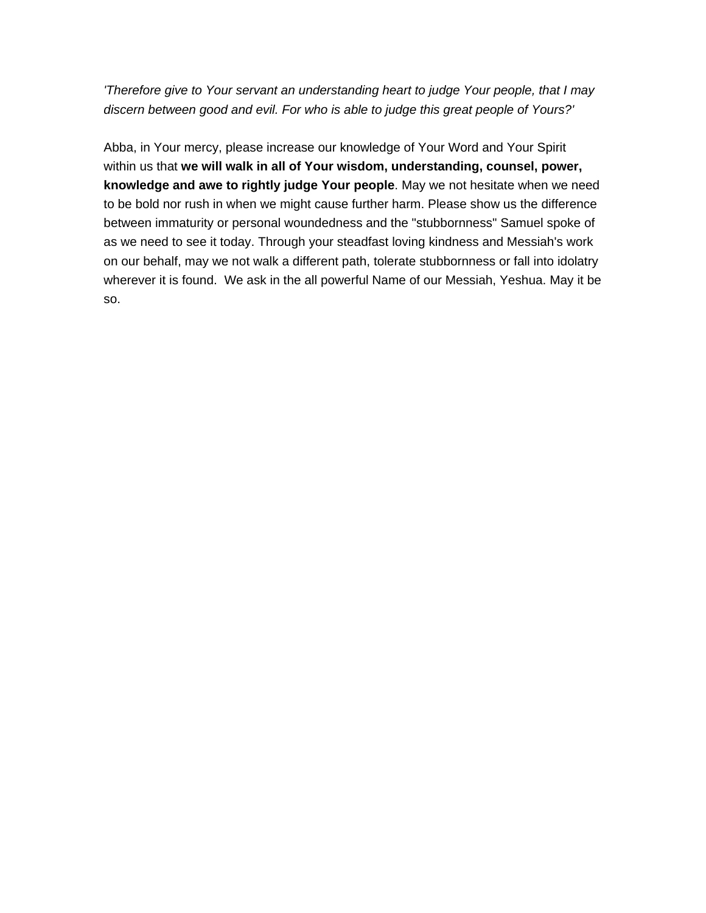*'Therefore give to Your servant an understanding heart to judge Your people, that I may discern between good and evil. For who is able to judge this great people of Yours?'*

Abba, in Your mercy, please increase our knowledge of Your Word and Your Spirit within us that **we will walk in all of Your wisdom, understanding, counsel, power, knowledge and awe to rightly judge Your people**. May we not hesitate when we need to be bold nor rush in when we might cause further harm. Please show us the difference between immaturity or personal woundedness and the "stubbornness" Samuel spoke of as we need to see it today. Through your steadfast loving kindness and Messiah's work on our behalf, may we not walk a different path, tolerate stubbornness or fall into idolatry wherever it is found. We ask in the all powerful Name of our Messiah, Yeshua. May it be so.